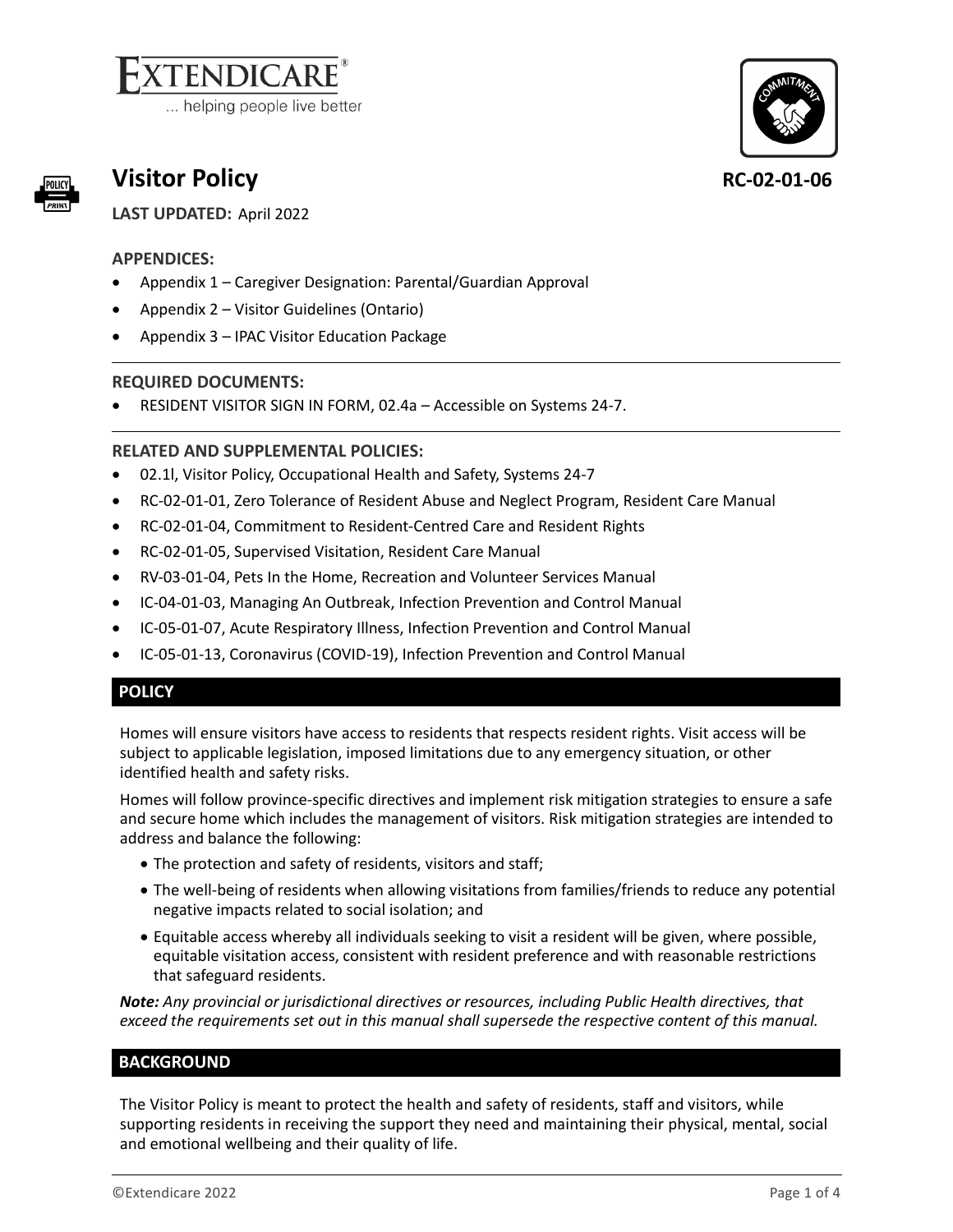# EXTENDICARE®

... helping people live better

## Visitor Policy

**RC-02-01-06**

**LAST UPDATED:** April 2022

**APPENDICES:**

- Appendix 1 – Caregiver Designation: Parental/Guardian Approval
- Appendix 2 – Visitor Guidelines (Ontario)
- Appendix 3 – IPAC Visitor Education Package

**REQUIRED DOCUMENTS:**

- RESIDENT VISITOR SIGN IN FORM, 02.4a – Accessible on Systems 24-7.

**RELATED AND SUPPLEMENTAL POLICIES:**

- 02.1l, Visitor Policy, Occupational Health and Safety, Systems 24-7
- RC-02-01-01, Zero Tolerance of Resident Abuse and Neglect Program, Resident Care Manual
- RC-02-01-04, Commitment to Resident-Centred Care and Resident Rights
- RC-02-01-05, Supervised Visitation, Resident Care Manual
- RV-03-01-04, Pets In the Home, Recreation and Volunteer Services Manual
- IC-04-01-03, Managing An Outbreak, Infection Prevention and Control Manual
- IC-05-01-07, Acute Respiratory Illness, Infection Prevention and Control Manual
- IC-05-01-13, Coronavirus (COVID-19), Infection Prevention and Control Manual

### POLICY

Homes will ensure visitors have access to residents that respects resident rights. Visit access will be subject to applicable legislation, imposed limitations due to any emergency situation, or other identified health and safety risks.

Homes will follow province-specific directives and implement risk mitigation strategies to ensure a safe and secure home which includes the management of visitors. Risk mitigation strategies are intended to address and balance the following:

- The protection and safety of residents, visitors and staff;
- The well-being of residents when allowing visitations from families/friends to reduce any potential negative impacts related to social isolation; and
- Equitable access whereby all individuals seeking to visit a resident will be given, where possible, equitable visitation access, consistent with resident preference and with reasonable restrictions that safeguard residents.

***Note:*** *Any provincial or jurisdictional directives or resources, including Public Health directives, that exceed the requirements set out in this manual shall supersede the respective content of this manual.*

### BACKGROUND

The Visitor Policy is meant to protect the health and safety of residents, staff and visitors, while supporting residents in receiving the support they need and maintaining their physical, mental, social and emotional wellbeing and their quality of life.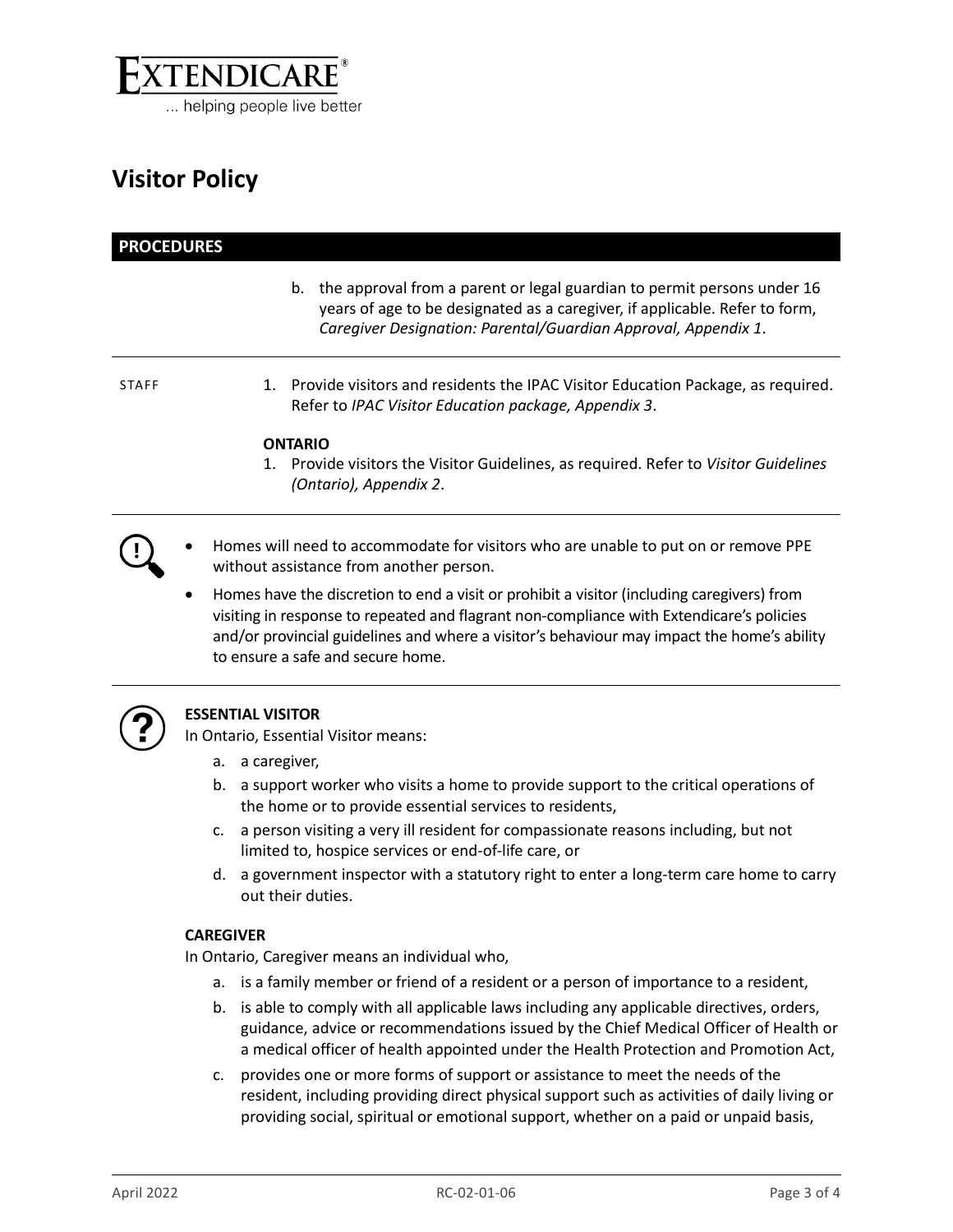# Visitor Policy

## PROCEDURES

b. the approval from a parent or legal guardian to permit persons under 16 years of age to be designated as a caregiver, if applicable. Refer to form, *Caregiver Designation: Parental/Guardian Approval, Appendix 1*.

STAFF

1. Provide visitors and residents the IPAC Visitor Education Package, as required. Refer to *IPAC Visitor Education package, Appendix 3*.

**ONTARIO**

1. Provide visitors the Visitor Guidelines, as required. Refer to *Visitor Guidelines (Ontario), Appendix 2*.

- Homes will need to accommodate for visitors who are unable to put on or remove PPE without assistance from another person.
- Homes have the discretion to end a visit or prohibit a visitor (including caregivers) from visiting in response to repeated and flagrant non-compliance with Extendicare's policies and/or provincial guidelines and where a visitor's behaviour may impact the home's ability to ensure a safe and secure home.

**ESSENTIAL VISITOR**

In Ontario, Essential Visitor means:

a. a caregiver,
b. a support worker who visits a home to provide support to the critical operations of the home or to provide essential services to residents,
c. a person visiting a very ill resident for compassionate reasons including, but not limited to, hospice services or end-of-life care, or
d. a government inspector with a statutory right to enter a long-term care home to carry out their duties.

**CAREGIVER**

In Ontario, Caregiver means an individual who,

a. is a family member or friend of a resident or a person of importance to a resident,
b. is able to comply with all applicable laws including any applicable directives, orders, guidance, advice or recommendations issued by the Chief Medical Officer of Health or a medical officer of health appointed under the Health Protection and Promotion Act,
c. provides one or more forms of support or assistance to meet the needs of the resident, including providing direct physical support such as activities of daily living or providing social, spiritual or emotional support, whether on a paid or unpaid basis,